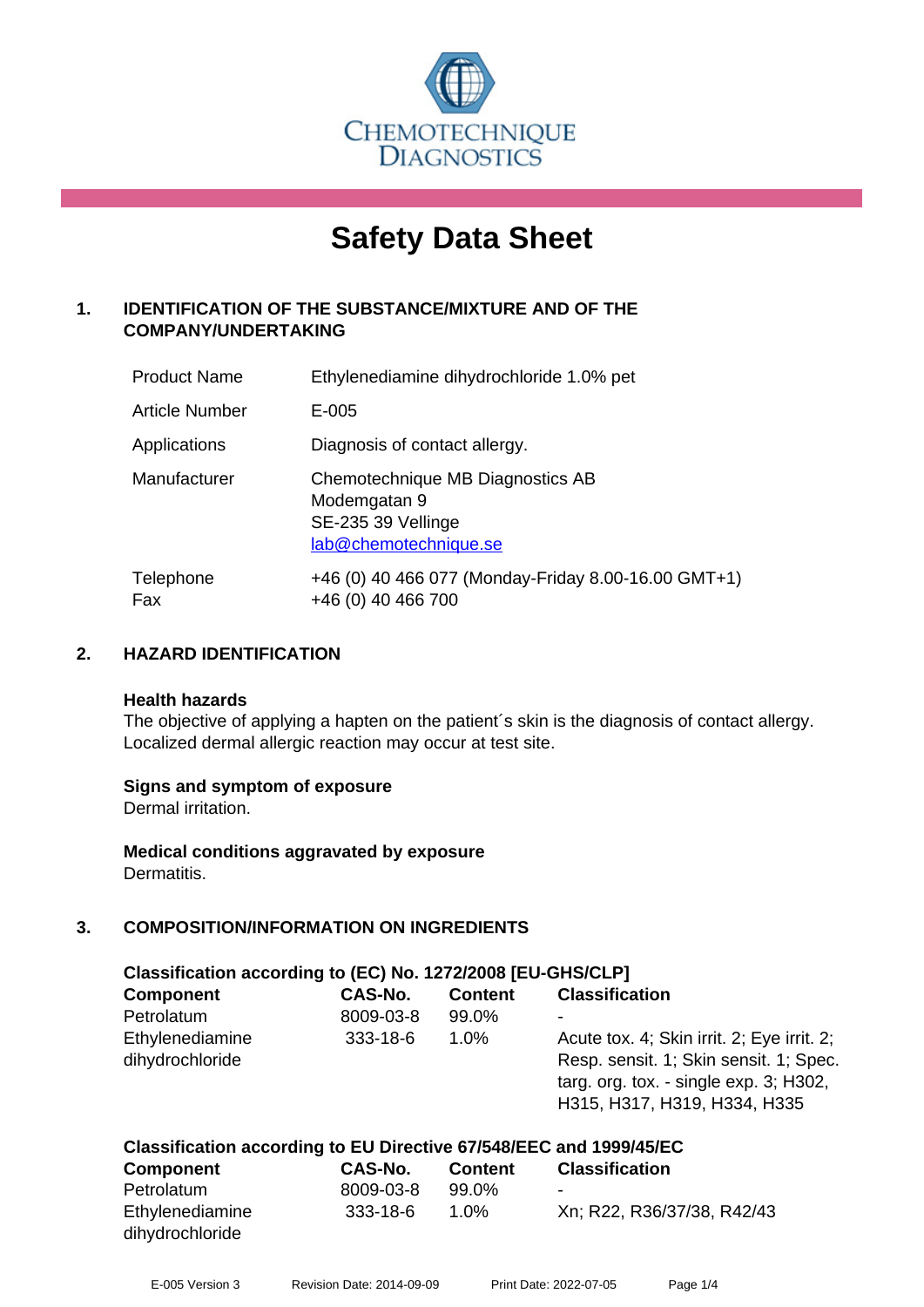# Safety Data Sheet

## 1. IDENTIFICATION OF THE SUBSTANCE/MIXTURE AND OF THE COMPANY/UNDERTAKING

| | |
|---|---|
| Product Name | Ethylenediamine dihydrochloride 1.0% pet |
| Article Number | E-005 |
| Applications | Diagnosis of contact allergy. |
| Manufacturer | Chemotechnique MB Diagnostics AB<br>Modemgatan 9<br>SE-235 39 Vellinge<br>lab@chemotechnique.se |
| Telephone<br>Fax | +46 (0) 40 466 077 (Monday-Friday 8.00-16.00 GMT+1)<br>+46 (0) 40 466 700 |

## 2. HAZARD IDENTIFICATION

**Health hazards**
The objective of applying a hapten on the patient´s skin is the diagnosis of contact allergy. Localized dermal allergic reaction may occur at test site.

**Signs and symptom of exposure**
Dermal irritation.

**Medical conditions aggravated by exposure**
Dermatitis.

## 3. COMPOSITION/INFORMATION ON INGREDIENTS

**Classification according to (EC) No. 1272/2008 [EU-GHS/CLP]**

| Component | CAS-No. | Content | Classification |
|---|---|---|---|
| Petrolatum | 8009-03-8 | 99.0% | - |
| Ethylenediamine dihydrochloride | 333-18-6 | 1.0% | Acute tox. 4; Skin irrit. 2; Eye irrit. 2; Resp. sensit. 1; Skin sensit. 1; Spec. targ. org. tox. - single exp. 3; H302, H315, H317, H319, H334, H335 |

**Classification according to EU Directive 67/548/EEC and 1999/45/EC**

| Component | CAS-No. | Content | Classification |
|---|---|---|---|
| Petrolatum | 8009-03-8 | 99.0% | - |
| Ethylenediamine dihydrochloride | 333-18-6 | 1.0% | Xn; R22, R36/37/38, R42/43 |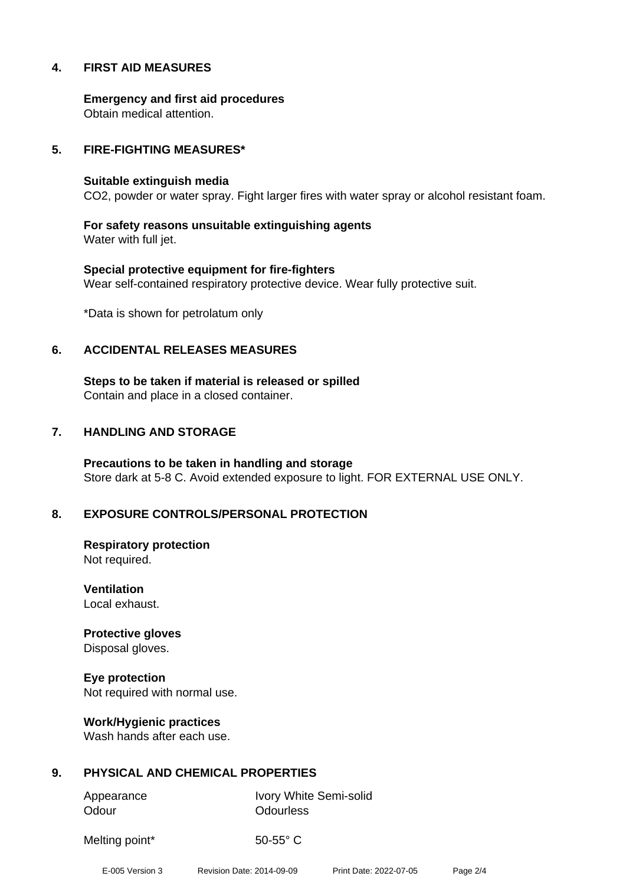## 4. FIRST AID MEASURES

**Emergency and first aid procedures**
Obtain medical attention.

## 5. FIRE-FIGHTING MEASURES*

**Suitable extinguish media**
$CO_2$, powder or water spray. Fight larger fires with water spray or alcohol resistant foam.

**For safety reasons unsuitable extinguishing agents**
Water with full jet.

**Special protective equipment for fire-fighters**
Wear self-contained respiratory protective device. Wear fully protective suit.

*Data is shown for petrolatum only

## 6. ACCIDENTAL RELEASES MEASURES

**Steps to be taken if material is released or spilled**
Contain and place in a closed container.

## 7. HANDLING AND STORAGE

**Precautions to be taken in handling and storage**
Store dark at 5-8 C. Avoid extended exposure to light. FOR EXTERNAL USE ONLY.

## 8. EXPOSURE CONTROLS/PERSONAL PROTECTION

**Respiratory protection**
Not required.

**Ventilation**
Local exhaust.

**Protective gloves**
Disposal gloves.

**Eye protection**
Not required with normal use.

**Work/Hygienic practices**
Wash hands after each use.

## 9. PHYSICAL AND CHEMICAL PROPERTIES

| | |
|---|---|
| Appearance | Ivory White Semi-solid |
| Odour | Odourless |
| Melting point* | 50-55° C |

E-005 Version 3    Revision Date: 2014-09-09    Print Date: 2022-07-05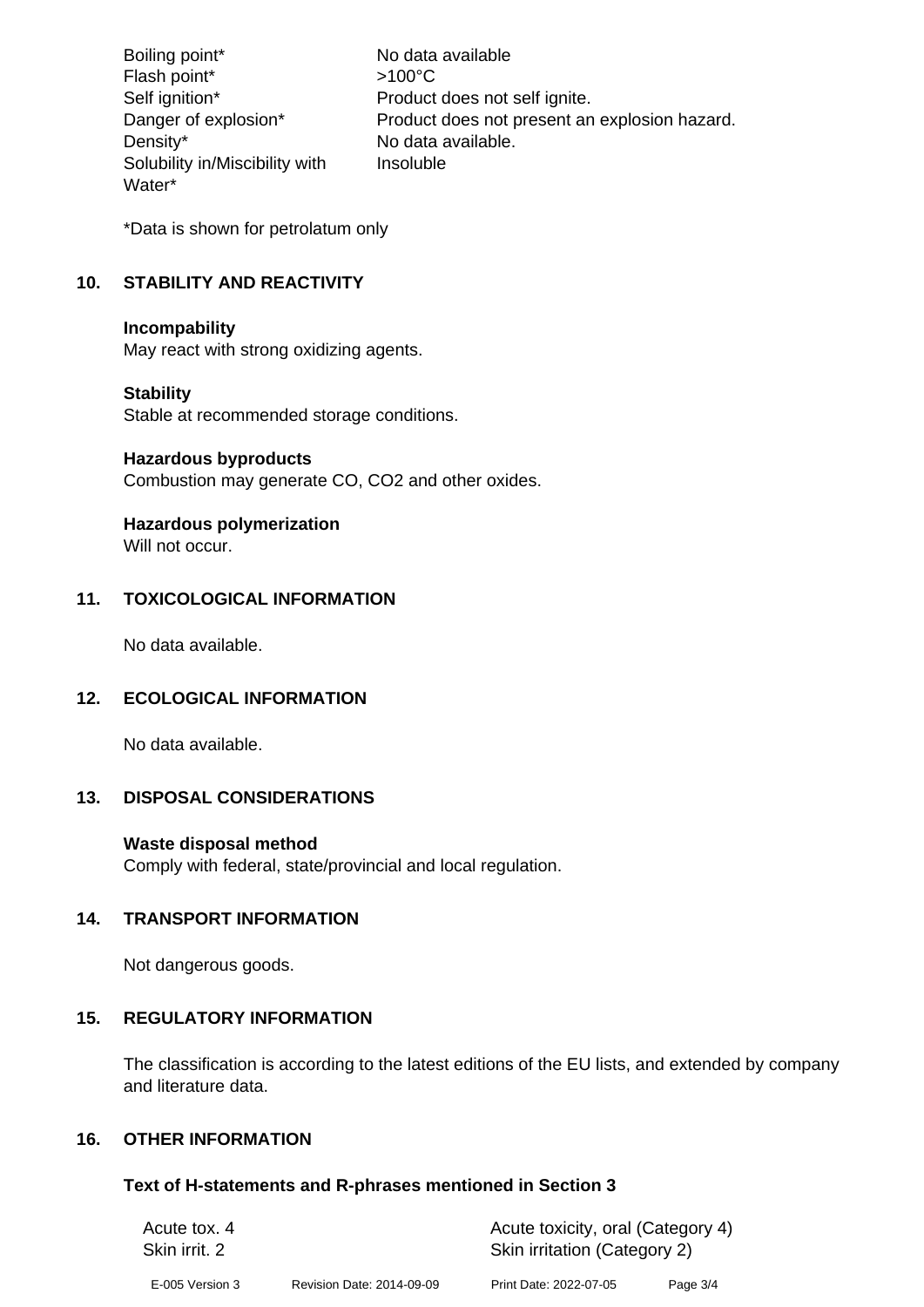| | |
|---|---|
| Boiling point* | No data available |
| Flash point* | >100°C |
| Self ignition* | Product does not self ignite. |
| Danger of explosion* | Product does not present an explosion hazard. |
| Density* | No data available. |
| Solubility in/Miscibility with Water* | Insoluble |

*Data is shown for petrolatum only

## 10. STABILITY AND REACTIVITY

**Incompability**
May react with strong oxidizing agents.

**Stability**
Stable at recommended storage conditions.

**Hazardous byproducts**
Combustion may generate CO, $CO_2$ and other oxides.

**Hazardous polymerization**
Will not occur.

## 11. TOXICOLOGICAL INFORMATION

No data available.

## 12. ECOLOGICAL INFORMATION

No data available.

## 13. DISPOSAL CONSIDERATIONS

**Waste disposal method**
Comply with federal, state/provincial and local regulation.

## 14. TRANSPORT INFORMATION

Not dangerous goods.

## 15. REGULATORY INFORMATION

The classification is according to the latest editions of the EU lists, and extended by company and literature data.

## 16. OTHER INFORMATION

### Text of H-statements and R-phrases mentioned in Section 3

| | |
|---|---|
| Acute tox. 4 | Acute toxicity, oral (Category 4) |
| Skin irrit. 2 | Skin irritation (Category 2) |

E-005 Version 3 Revision Date: 2014-09-09 Print Date: 2022-07-05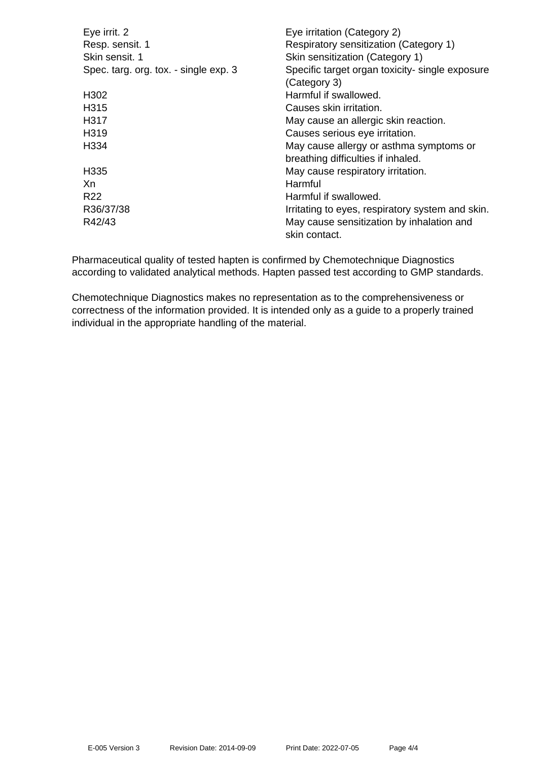| | |
|---|---|
| Eye irrit. 2 | Eye irritation (Category 2) |
| Resp. sensit. 1 | Respiratory sensitization (Category 1) |
| Skin sensit. 1 | Skin sensitization (Category 1) |
| Spec. targ. org. tox. - single exp. 3 | Specific target organ toxicity- single exposure (Category 3) |
| H302 | Harmful if swallowed. |
| H315 | Causes skin irritation. |
| H317 | May cause an allergic skin reaction. |
| H319 | Causes serious eye irritation. |
| H334 | May cause allergy or asthma symptoms or breathing difficulties if inhaled. |
| H335 | May cause respiratory irritation. |
| Xn | Harmful |
| R22 | Harmful if swallowed. |
| R36/37/38 | Irritating to eyes, respiratory system and skin. |
| R42/43 | May cause sensitization by inhalation and skin contact. |

Pharmaceutical quality of tested hapten is confirmed by Chemotechnique Diagnostics according to validated analytical methods. Hapten passed test according to GMP standards.

Chemotechnique Diagnostics makes no representation as to the comprehensiveness or correctness of the information provided. It is intended only as a guide to a properly trained individual in the appropriate handling of the material.